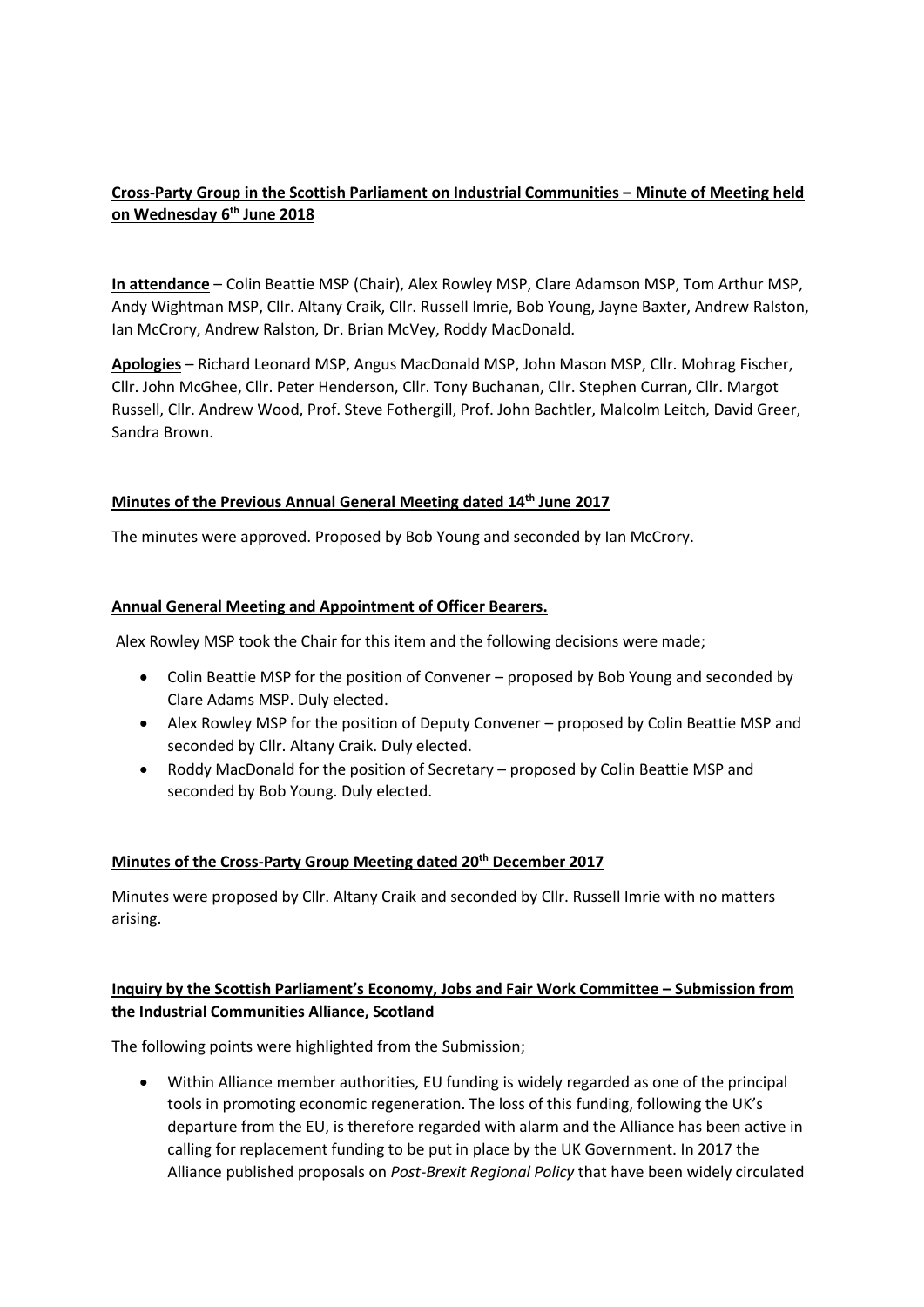**Cross-Party Group in the Scottish Parliament on Industrial Communities – Minute of Meeting held on Wednesday 6th June 2018**

**In attendance** – Colin Beattie MSP (Chair), Alex Rowley MSP, Clare Adamson MSP, Tom Arthur MSP, Andy Wightman MSP, Cllr. Altany Craik, Cllr. Russell Imrie, Bob Young, Jayne Baxter, Andrew Ralston, Ian McCrory, Andrew Ralston, Dr. Brian McVey, Roddy MacDonald.

**Apologies** – Richard Leonard MSP, Angus MacDonald MSP, John Mason MSP, Cllr. Mohrag Fischer, Cllr. John McGhee, Cllr. Peter Henderson, Cllr. Tony Buchanan, Cllr. Stephen Curran, Cllr. Margot Russell, Cllr. Andrew Wood, Prof. Steve Fothergill, Prof. John Bachtler, Malcolm Leitch, David Greer, Sandra Brown.

**Minutes of the Previous Annual General Meeting dated 14th June 2017**

The minutes were approved. Proposed by Bob Young and seconded by Ian McCrory.

**Annual General Meeting and Appointment of Officer Bearers.**

Alex Rowley MSP took the Chair for this item and the following decisions were made;

- Colin Beattie MSP for the position of Convener – proposed by Bob Young and seconded by Clare Adams MSP. Duly elected.
- Alex Rowley MSP for the position of Deputy Convener – proposed by Colin Beattie MSP and seconded by Cllr. Altany Craik. Duly elected.
- Roddy MacDonald for the position of Secretary – proposed by Colin Beattie MSP and seconded by Bob Young. Duly elected.

**Minutes of the Cross-Party Group Meeting dated 20th December 2017**

Minutes were proposed by Cllr. Altany Craik and seconded by Cllr. Russell Imrie with no matters arising.

**Inquiry by the Scottish Parliament's Economy, Jobs and Fair Work Committee – Submission from the Industrial Communities Alliance, Scotland**

The following points were highlighted from the Submission;

- Within Alliance member authorities, EU funding is widely regarded as one of the principal tools in promoting economic regeneration. The loss of this funding, following the UK's departure from the EU, is therefore regarded with alarm and the Alliance has been active in calling for replacement funding to be put in place by the UK Government. In 2017 the Alliance published proposals on *Post-Brexit Regional Policy* that have been widely circulated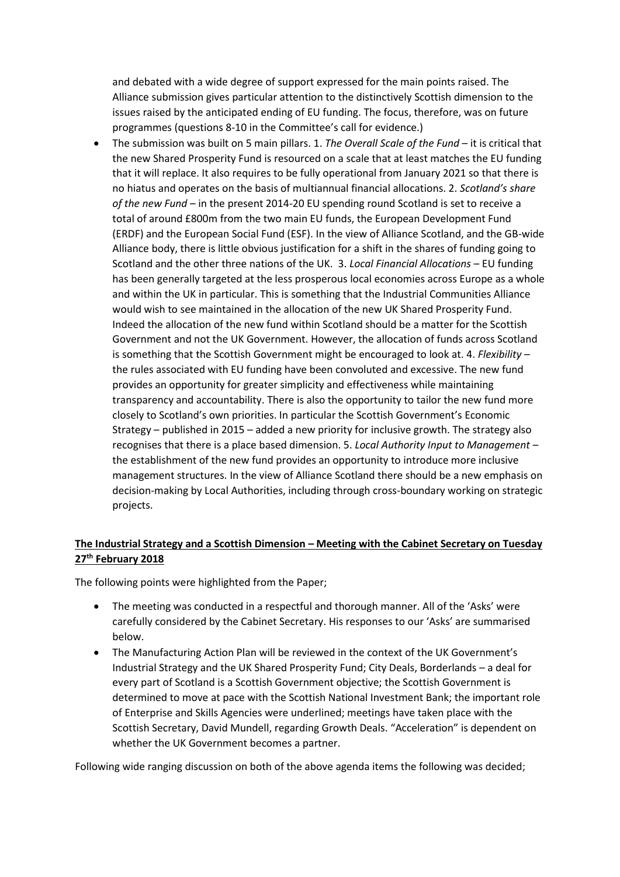and debated with a wide degree of support expressed for the main points raised. The Alliance submission gives particular attention to the distinctively Scottish dimension to the issues raised by the anticipated ending of EU funding. The focus, therefore, was on future programmes (questions 8-10 in the Committee's call for evidence.)

- The submission was built on 5 main pillars. 1. *The Overall Scale of the Fund* – it is critical that the new Shared Prosperity Fund is resourced on a scale that at least matches the EU funding that it will replace. It also requires to be fully operational from January 2021 so that there is no hiatus and operates on the basis of multiannual financial allocations. 2. *Scotland's share of the new Fund* – in the present 2014-20 EU spending round Scotland is set to receive a total of around £800m from the two main EU funds, the European Development Fund (ERDF) and the European Social Fund (ESF). In the view of Alliance Scotland, and the GB-wide Alliance body, there is little obvious justification for a shift in the shares of funding going to Scotland and the other three nations of the UK. 3. *Local Financial Allocations* – EU funding has been generally targeted at the less prosperous local economies across Europe as a whole and within the UK in particular. This is something that the Industrial Communities Alliance would wish to see maintained in the allocation of the new UK Shared Prosperity Fund. Indeed the allocation of the new fund within Scotland should be a matter for the Scottish Government and not the UK Government. However, the allocation of funds across Scotland is something that the Scottish Government might be encouraged to look at. 4. *Flexibility* – the rules associated with EU funding have been convoluted and excessive. The new fund provides an opportunity for greater simplicity and effectiveness while maintaining transparency and accountability. There is also the opportunity to tailor the new fund more closely to Scotland's own priorities. In particular the Scottish Government's Economic Strategy – published in 2015 – added a new priority for inclusive growth. The strategy also recognises that there is a place based dimension. 5. *Local Authority Input to Management* – the establishment of the new fund provides an opportunity to introduce more inclusive management structures. In the view of Alliance Scotland there should be a new emphasis on decision-making by Local Authorities, including through cross-boundary working on strategic projects.

**The Industrial Strategy and a Scottish Dimension – Meeting with the Cabinet Secretary on Tuesday 27th February 2018**

The following points were highlighted from the Paper;

- The meeting was conducted in a respectful and thorough manner. All of the 'Asks' were carefully considered by the Cabinet Secretary. His responses to our 'Asks' are summarised below.
- The Manufacturing Action Plan will be reviewed in the context of the UK Government's Industrial Strategy and the UK Shared Prosperity Fund; City Deals, Borderlands – a deal for every part of Scotland is a Scottish Government objective; the Scottish Government is determined to move at pace with the Scottish National Investment Bank; the important role of Enterprise and Skills Agencies were underlined; meetings have taken place with the Scottish Secretary, David Mundell, regarding Growth Deals. "Acceleration" is dependent on whether the UK Government becomes a partner.

Following wide ranging discussion on both of the above agenda items the following was decided;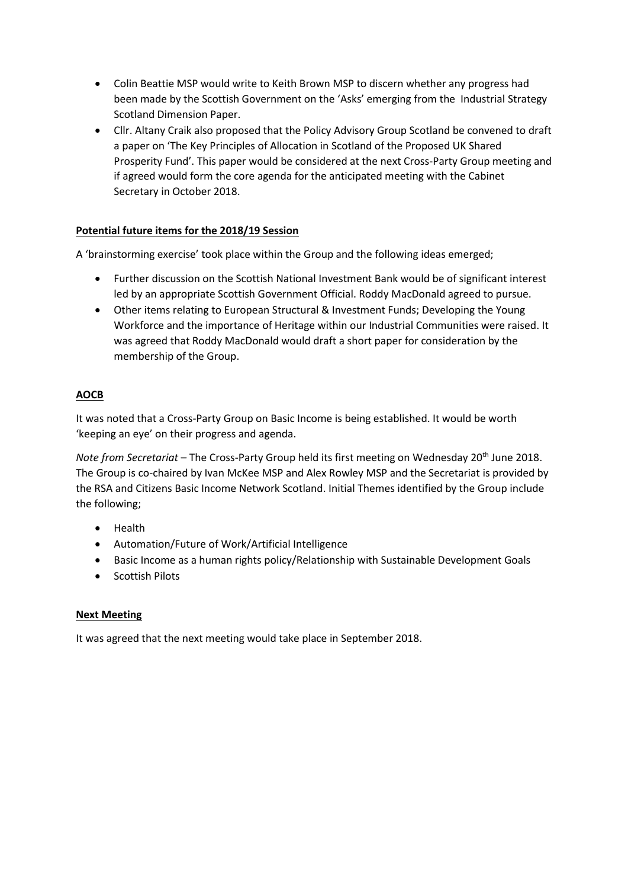- Colin Beattie MSP would write to Keith Brown MSP to discern whether any progress had been made by the Scottish Government on the 'Asks' emerging from the Industrial Strategy Scotland Dimension Paper.
- Cllr. Altany Craik also proposed that the Policy Advisory Group Scotland be convened to draft a paper on 'The Key Principles of Allocation in Scotland of the Proposed UK Shared Prosperity Fund'. This paper would be considered at the next Cross-Party Group meeting and if agreed would form the core agenda for the anticipated meeting with the Cabinet Secretary in October 2018.

**Potential future items for the 2018/19 Session**

A 'brainstorming exercise' took place within the Group and the following ideas emerged;

- Further discussion on the Scottish National Investment Bank would be of significant interest led by an appropriate Scottish Government Official. Roddy MacDonald agreed to pursue.
- Other items relating to European Structural & Investment Funds; Developing the Young Workforce and the importance of Heritage within our Industrial Communities were raised. It was agreed that Roddy MacDonald would draft a short paper for consideration by the membership of the Group.

**AOCB**

It was noted that a Cross-Party Group on Basic Income is being established. It would be worth 'keeping an eye' on their progress and agenda.

*Note from Secretariat* – The Cross-Party Group held its first meeting on Wednesday 20th June 2018. The Group is co-chaired by Ivan McKee MSP and Alex Rowley MSP and the Secretariat is provided by the RSA and Citizens Basic Income Network Scotland. Initial Themes identified by the Group include the following;

- Health
- Automation/Future of Work/Artificial Intelligence
- Basic Income as a human rights policy/Relationship with Sustainable Development Goals
- Scottish Pilots

**Next Meeting**

It was agreed that the next meeting would take place in September 2018.